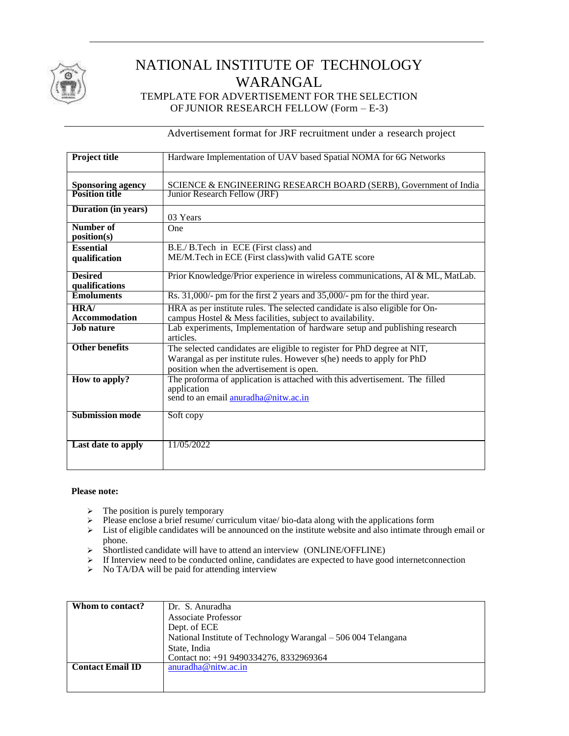# NATIONAL INSTITUTE OF TECHNOLOGY WARANGAL

## TEMPLATE FOR ADVERTISEMENT FOR THE SELECTION OF JUNIOR RESEARCH FELLOW (Form – E-3)

Advertisement format for JRF recruitment under a research project

| | |
|---|---|
| **Project title** | Hardware Implementation of UAV based Spatial NOMA for 6G Networks |
| **Sponsoring agency** | SCIENCE & ENGINEERING RESEARCH BOARD (SERB), Government of India |
| **Position title** | Junior Research Fellow (JRF) |
| **Duration (in years)** | 03 Years |
| **Number of position(s)** | One |
| **Essential qualification** | B.E./ B.Tech in ECE (First class) and<br>ME/M.Tech in ECE (First class)with valid GATE score |
| **Desired qualifications** | Prior Knowledge/Prior experience in wireless communications, AI & ML, MatLab. |
| **Emoluments** | Rs. 31,000/- pm for the first 2 years and 35,000/- pm for the third year. |
| **HRA/ Accommodation** | HRA as per institute rules. The selected candidate is also eligible for On-campus Hostel & Mess facilities, subject to availability. |
| **Job nature** | Lab experiments, Implementation of hardware setup and publishing research articles. |
| **Other benefits** | The selected candidates are eligible to register for PhD degree at NIT, Warangal as per institute rules. However s(he) needs to apply for PhD position when the advertisement is open. |
| **How to apply?** | The proforma of application is attached with this advertisement. The filled application<br>send to an email anuradha@nitw.ac.in |
| **Submission mode** | Soft copy |
| **Last date to apply** | 11/05/2022 |

**Please note:**

- The position is purely temporary
- Please enclose a brief resume/ curriculum vitae/ bio-data along with the applications form
- List of eligible candidates will be announced on the institute website and also intimate through email or phone.
- Shortlisted candidate will have to attend an interview (ONLINE/OFFLINE)
- If Interview need to be conducted online, candidates are expected to have good internetconnection
- No TA/DA will be paid for attending interview

| | |
|---|---|
| **Whom to contact?** | Dr. S. Anuradha<br>Associate Professor<br>Dept. of ECE<br>National Institute of Technology Warangal – 506 004 Telangana State, India<br>Contact no: +91 9490334276, 8332969364 |
| **Contact Email ID** | anuradha@nitw.ac.in |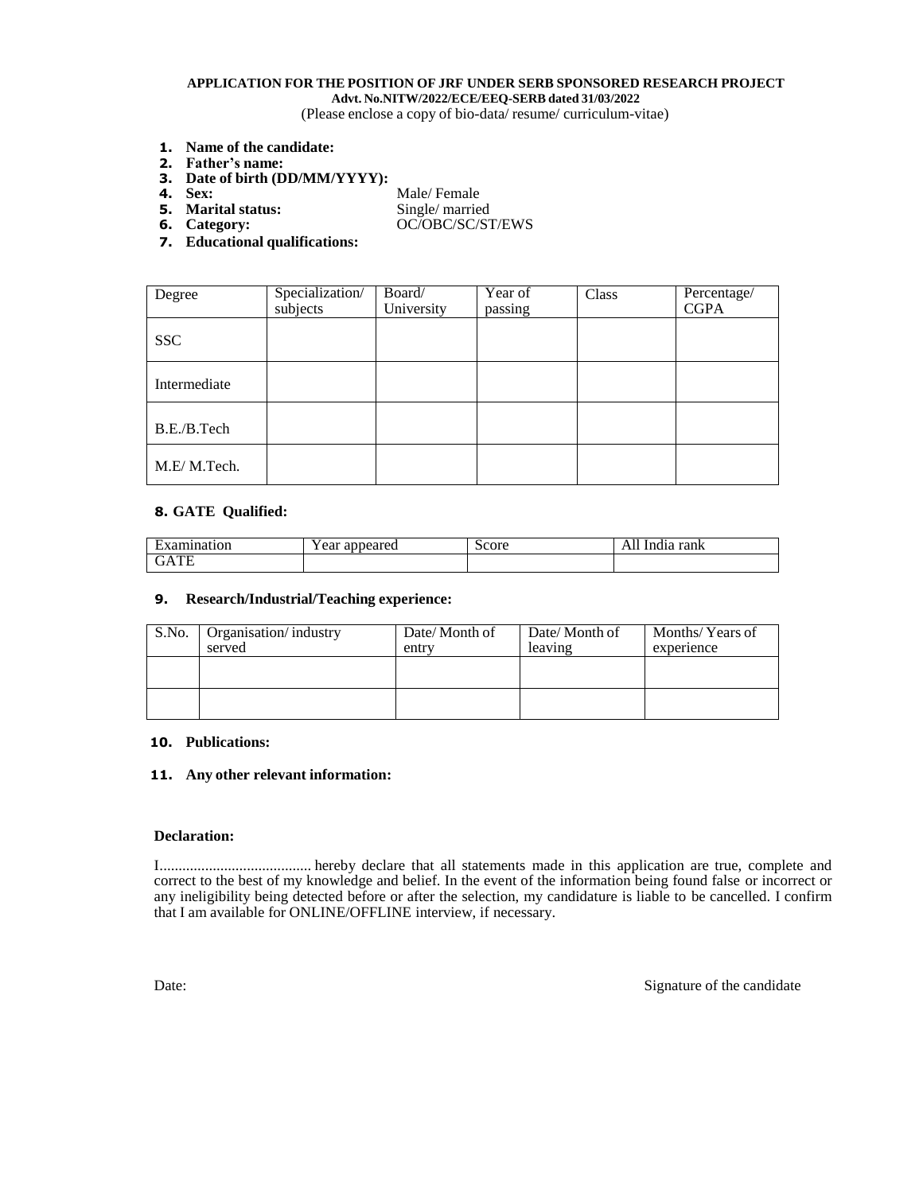**APPLICATION FOR THE POSITION OF JRF UNDER SERB SPONSORED RESEARCH PROJECT**

**Advt. No.NITW/2022/ECE/EEQ-SERB dated 31/03/2022**

(Please enclose a copy of bio-data/ resume/ curriculum-vitae)

1. **Name of the candidate:**
2. **Father's name:**
3. **Date of birth (DD/MM/YYYY):**
4. **Sex:** Male/ Female
5. **Marital status:** Single/ married
6. **Category:** OC/OBC/SC/ST/EWS
7. **Educational qualifications:**

| Degree | Specialization/ subjects | Board/ University | Year of passing | Class | Percentage/ CGPA |
|---|---|---|---|---|---|
| SSC | | | | | |
| Intermediate | | | | | |
| B.E./B.Tech | | | | | |
| M.E/ M.Tech. | | | | | |

8. **GATE Qualified:**

| Examination | Year appeared | Score | All India rank |
|---|---|---|---|
| GATE | | | |

9. **Research/Industrial/Teaching experience:**

| S.No. | Organisation/ industry served | Date/ Month of entry | Date/ Month of leaving | Months/ Years of experience |
|---|---|---|---|---|
| | | | | |
| | | | | |

10. **Publications:**

11. **Any other relevant information:**

**Declaration:**

I........................................ hereby declare that all statements made in this application are true, complete and correct to the best of my knowledge and belief. In the event of the information being found false or incorrect or any ineligibility being detected before or after the selection, my candidature is liable to be cancelled. I confirm that I am available for ONLINE/OFFLINE interview, if necessary.

Date: Signature of the candidate